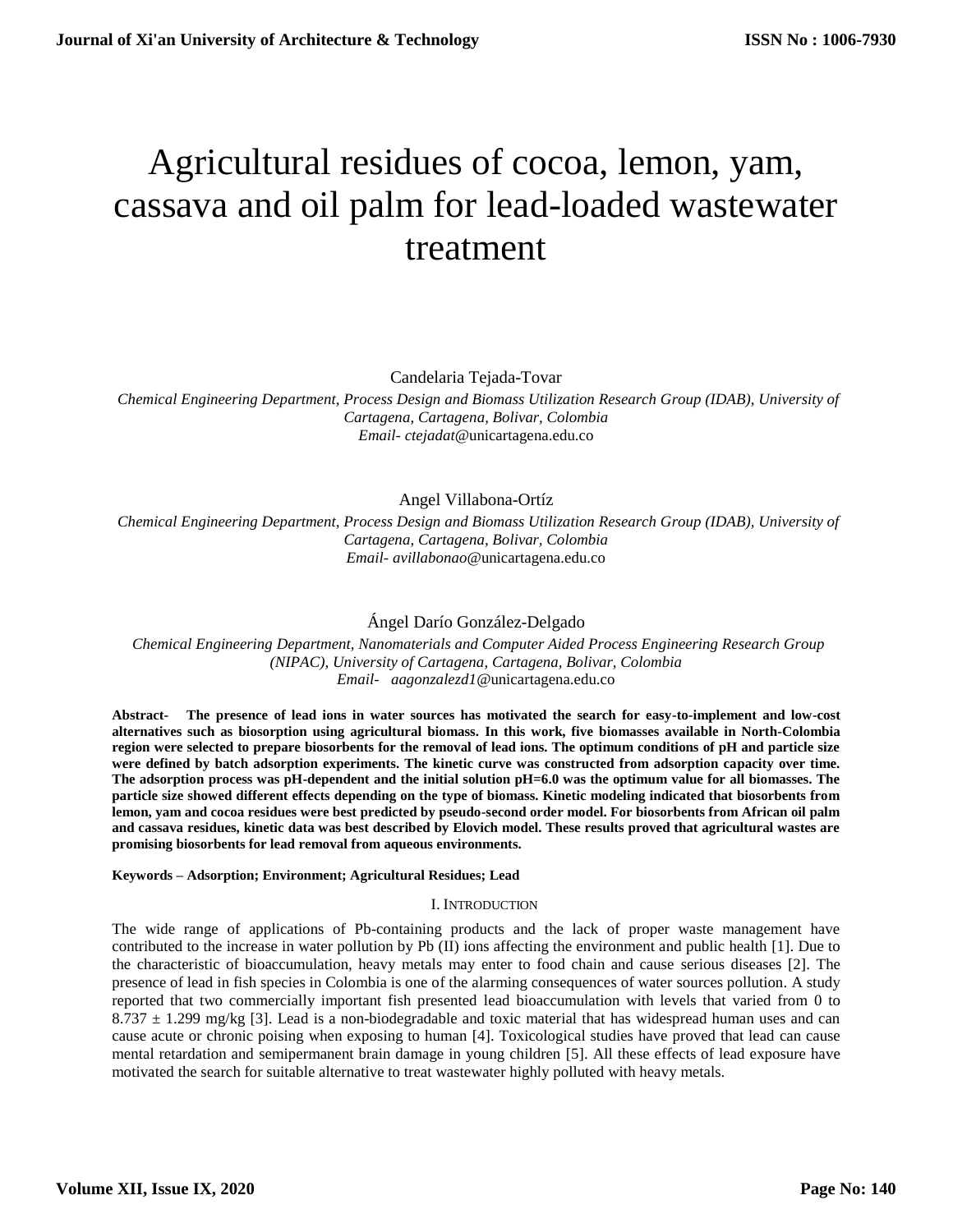# Agricultural residues of cocoa, lemon, yam, cassava and oil palm for lead-loaded wastewater treatment

Candelaria Tejada-Tovar

*Chemical Engineering Department, Process Design and Biomass Utilization Research Group (IDAB), University of Cartagena, Cartagena, Bolivar, Colombia*
*Email- ctejadat*@unicartagena.edu.co

Angel Villabona-Ortíz

*Chemical Engineering Department, Process Design and Biomass Utilization Research Group (IDAB), University of Cartagena, Cartagena, Bolivar, Colombia*
*Email- avillabonao*@unicartagena.edu.co

Ángel Darío González-Delgado

*Chemical Engineering Department, Nanomaterials and Computer Aided Process Engineering Research Group (NIPAC), University of Cartagena, Cartagena, Bolivar, Colombia*
*Email- aagonzalezd1*@unicartagena.edu.co

**Abstract- The presence of lead ions in water sources has motivated the search for easy-to-implement and low-cost alternatives such as biosorption using agricultural biomass. In this work, five biomasses available in North-Colombia region were selected to prepare biosorbents for the removal of lead ions. The optimum conditions of pH and particle size were defined by batch adsorption experiments. The kinetic curve was constructed from adsorption capacity over time. The adsorption process was pH-dependent and the initial solution pH=6.0 was the optimum value for all biomasses. The particle size showed different effects depending on the type of biomass. Kinetic modeling indicated that biosorbents from lemon, yam and cocoa residues were best predicted by pseudo-second order model. For biosorbents from African oil palm and cassava residues, kinetic data was best described by Elovich model. These results proved that agricultural wastes are promising biosorbents for lead removal from aqueous environments.**

**Keywords – Adsorption; Environment; Agricultural Residues; Lead**

## I. Introduction

The wide range of applications of Pb-containing products and the lack of proper waste management have contributed to the increase in water pollution by Pb (II) ions affecting the environment and public health [1]. Due to the characteristic of bioaccumulation, heavy metals may enter to food chain and cause serious diseases [2]. The presence of lead in fish species in Colombia is one of the alarming consequences of water sources pollution. A study reported that two commercially important fish presented lead bioaccumulation with levels that varied from 0 to $8.737 \pm 1.299$ mg/kg [3]. Lead is a non-biodegradable and toxic material that has widespread human uses and can cause acute or chronic poising when exposing to human [4]. Toxicological studies have proved that lead can cause mental retardation and semipermanent brain damage in young children [5]. All these effects of lead exposure have motivated the search for suitable alternative to treat wastewater highly polluted with heavy metals.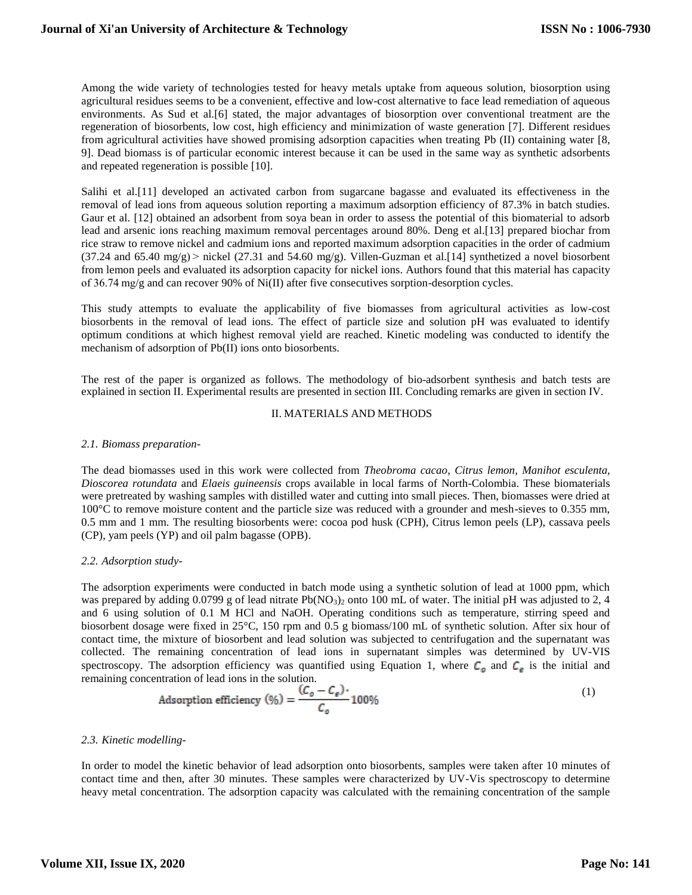Among the wide variety of technologies tested for heavy metals uptake from aqueous solution, biosorption using agricultural residues seems to be a convenient, effective and low-cost alternative to face lead remediation of aqueous environments. As Sud et al.[6] stated, the major advantages of biosorption over conventional treatment are the regeneration of biosorbents, low cost, high efficiency and minimization of waste generation [7]. Different residues from agricultural activities have showed promising adsorption capacities when treating Pb (II) containing water [8, 9]. Dead biomass is of particular economic interest because it can be used in the same way as synthetic adsorbents and repeated regeneration is possible [10].

Salihi et al.[11] developed an activated carbon from sugarcane bagasse and evaluated its effectiveness in the removal of lead ions from aqueous solution reporting a maximum adsorption efficiency of 87.3% in batch studies. Gaur et al. [12] obtained an adsorbent from soya bean in order to assess the potential of this biomaterial to adsorb lead and arsenic ions reaching maximum removal percentages around 80%. Deng et al.[13] prepared biochar from rice straw to remove nickel and cadmium ions and reported maximum adsorption capacities in the order of cadmium (37.24 and 65.40 mg/g) > nickel (27.31 and 54.60 mg/g). Villen-Guzman et al.[14] synthetized a novel biosorbent from lemon peels and evaluated its adsorption capacity for nickel ions. Authors found that this material has capacity of 36.74 mg/g and can recover 90% of Ni(II) after five consecutives sorption-desorption cycles.

This study attempts to evaluate the applicability of five biomasses from agricultural activities as low-cost biosorbents in the removal of lead ions. The effect of particle size and solution pH was evaluated to identify optimum conditions at which highest removal yield are reached. Kinetic modeling was conducted to identify the mechanism of adsorption of Pb(II) ions onto biosorbents.

The rest of the paper is organized as follows. The methodology of bio-adsorbent synthesis and batch tests are explained in section II. Experimental results are presented in section III. Concluding remarks are given in section IV.

## II. MATERIALS AND METHODS

### *2.1. Biomass preparation-*

The dead biomasses used in this work were collected from *Theobroma cacao*, *Citrus lemon, Manihot esculenta, Dioscorea rotundata* and *Elaeis guineensis* crops available in local farms of North-Colombia. These biomaterials were pretreated by washing samples with distilled water and cutting into small pieces. Then, biomasses were dried at 100°C to remove moisture content and the particle size was reduced with a grounder and mesh-sieves to 0.355 mm, 0.5 mm and 1 mm. The resulting biosorbents were: cocoa pod husk (CPH), Citrus lemon peels (LP), cassava peels (CP), yam peels (YP) and oil palm bagasse (OPB).

### *2.2. Adsorption study-*

The adsorption experiments were conducted in batch mode using a synthetic solution of lead at 1000 ppm, which was prepared by adding 0.0799 g of lead nitrate $Pb(NO_3)_2$ onto 100 mL of water. The initial pH was adjusted to 2, 4 and 6 using solution of 0.1 M HCl and NaOH. Operating conditions such as temperature, stirring speed and biosorbent dosage were fixed in 25°C, 150 rpm and 0.5 g biomass/100 mL of synthetic solution. After six hour of contact time, the mixture of biosorbent and lead solution was subjected to centrifugation and the supernatant was collected. The remaining concentration of lead ions in supernatant simples was determined by UV-VIS spectroscopy. The adsorption efficiency was quantified using Equation 1, where $C_o$ and $C_e$ is the initial and remaining concentration of lead ions in the solution.

$$\text{Adsorption efficiency (\%)} = \frac{(C_o - C_e)\cdot}{C_o} 100\% \tag{1}$$

### *2.3. Kinetic modelling-*

In order to model the kinetic behavior of lead adsorption onto biosorbents, samples were taken after 10 minutes of contact time and then, after 30 minutes. These samples were characterized by UV-Vis spectroscopy to determine heavy metal concentration. The adsorption capacity was calculated with the remaining concentration of the sample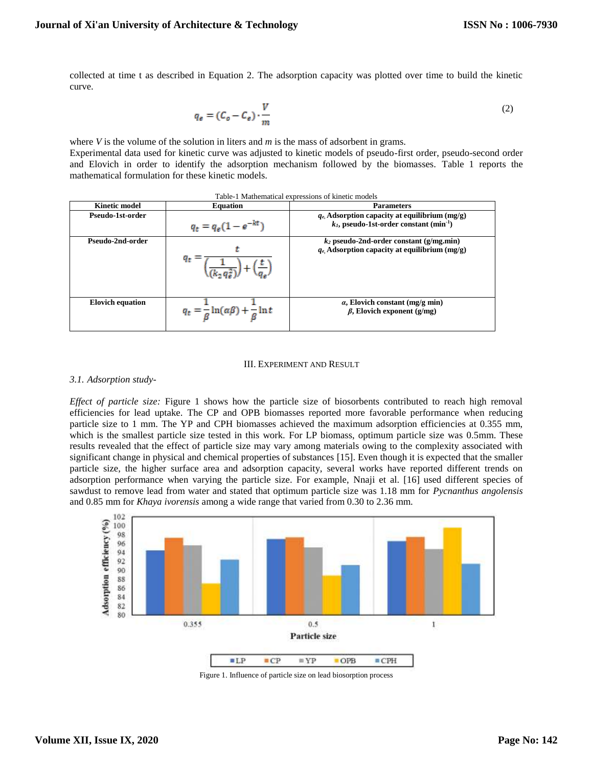collected at time t as described in Equation 2. The adsorption capacity was plotted over time to build the kinetic curve.

$$q_e = (C_o - C_e) \cdot \frac{V}{m} \tag{2}$$

where $V$ is the volume of the solution in liters and $m$ is the mass of adsorbent in grams.
Experimental data used for kinetic curve was adjusted to kinetic models of pseudo-first order, pseudo-second order and Elovich in order to identify the adsorption mechanism followed by the biomasses. Table 1 reports the mathematical formulation for these kinetic models.

Table-1 Mathematical expressions of kinetic models

| Kinetic model | Equation | Parameters |
|---|---|---|
| **Pseudo-1st-order** | $q_t = q_e(1 - e^{-kt})$ | **$q_e$, Adsorption capacity at equilibrium (mg/g)** **$k_1$, pseudo-1st-order constant ($min^{-1}$)** |
| **Pseudo-2nd-order** | $q_t = \frac{t}{\left(\frac{1}{(k_2 q_e^2)}\right) + \left(\frac{t}{q_e}\right)}$ | **$k_2$ pseudo-2nd-order constant (g/mg.min)** **$q_e$, Adsorption capacity at equilibrium (mg/g)** |
| **Elovich equation** | $q_t = \frac{1}{\beta}\ln(\alpha\beta) + \frac{1}{\beta}\ln t$ | **$\alpha$, Elovich constant (mg/g min)** **$\beta$, Elovich exponent (g/mg)** |

## III. Experiment and Result

### *3.1. Adsorption study-*

*Effect of particle size:* Figure 1 shows how the particle size of biosorbents contributed to reach high removal efficiencies for lead uptake. The CP and OPB biomasses reported more favorable performance when reducing particle size to 1 mm. The YP and CPH biomasses achieved the maximum adsorption efficiencies at 0.355 mm, which is the smallest particle size tested in this work. For LP biomass, optimum particle size was 0.5mm. These results revealed that the effect of particle size may vary among materials owing to the complexity associated with significant change in physical and chemical properties of substances [15]. Even though it is expected that the smaller particle size, the higher surface area and adsorption capacity, several works have reported different trends on adsorption performance when varying the particle size. For example, Nnaji et al. [16] used different species of sawdust to remove lead from water and stated that optimum particle size was 1.18 mm for *Pycnanthus angolensis* and 0.85 mm for *Khaya ivorensis* among a wide range that varied from 0.30 to 2.36 mm.

Figure 1. Influence of particle size on lead biosorption process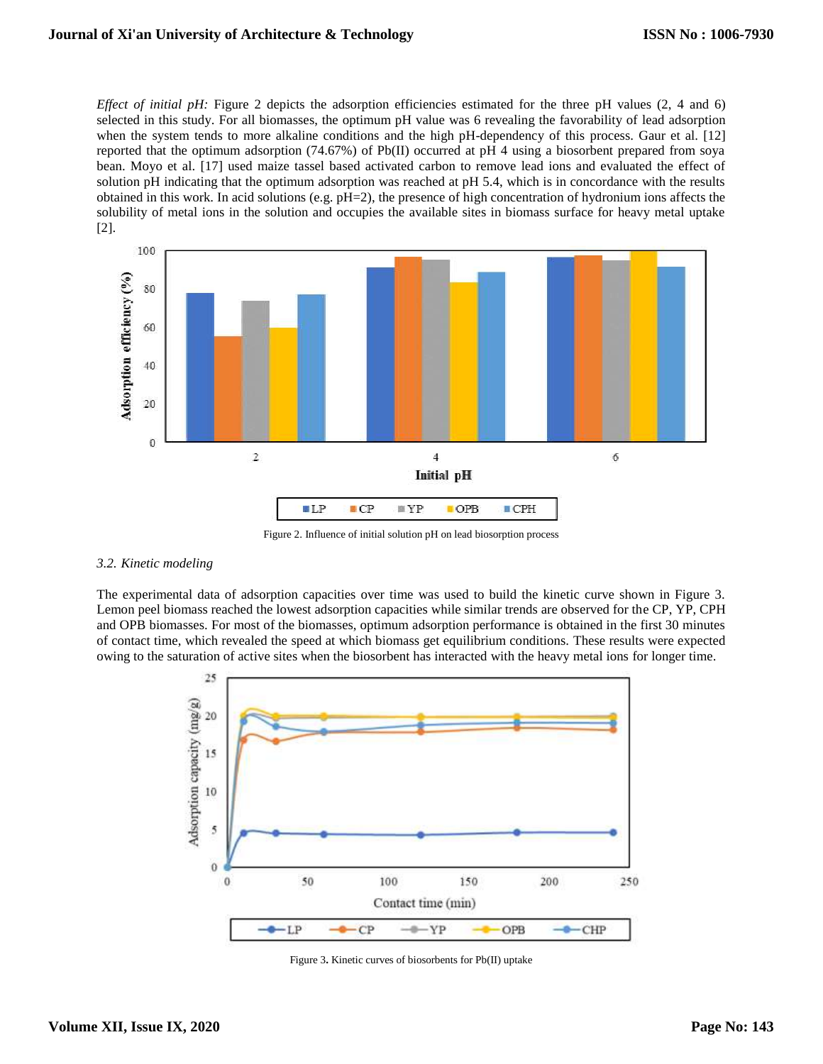*Effect of initial pH:* Figure 2 depicts the adsorption efficiencies estimated for the three pH values (2, 4 and 6) selected in this study. For all biomasses, the optimum pH value was 6 revealing the favorability of lead adsorption when the system tends to more alkaline conditions and the high pH-dependency of this process. Gaur et al. [12] reported that the optimum adsorption (74.67%) of Pb(II) occurred at pH 4 using a biosorbent prepared from soya bean. Moyo et al. [17] used maize tassel based activated carbon to remove lead ions and evaluated the effect of solution pH indicating that the optimum adsorption was reached at pH 5.4, which is in concordance with the results obtained in this work. In acid solutions (e.g. pH=2), the presence of high concentration of hydronium ions affects the solubility of metal ions in the solution and occupies the available sites in biomass surface for heavy metal uptake [2].

Figure 2. Influence of initial solution pH on lead biosorption process

### 3.2. Kinetic modeling

The experimental data of adsorption capacities over time was used to build the kinetic curve shown in Figure 3. Lemon peel biomass reached the lowest adsorption capacities while similar trends are observed for the CP, YP, CPH and OPB biomasses. For most of the biomasses, optimum adsorption performance is obtained in the first 30 minutes of contact time, which revealed the speed at which biomass get equilibrium conditions. These results were expected owing to the saturation of active sites when the biosorbent has interacted with the heavy metal ions for longer time.

Figure 3. Kinetic curves of biosorbents for Pb(II) uptake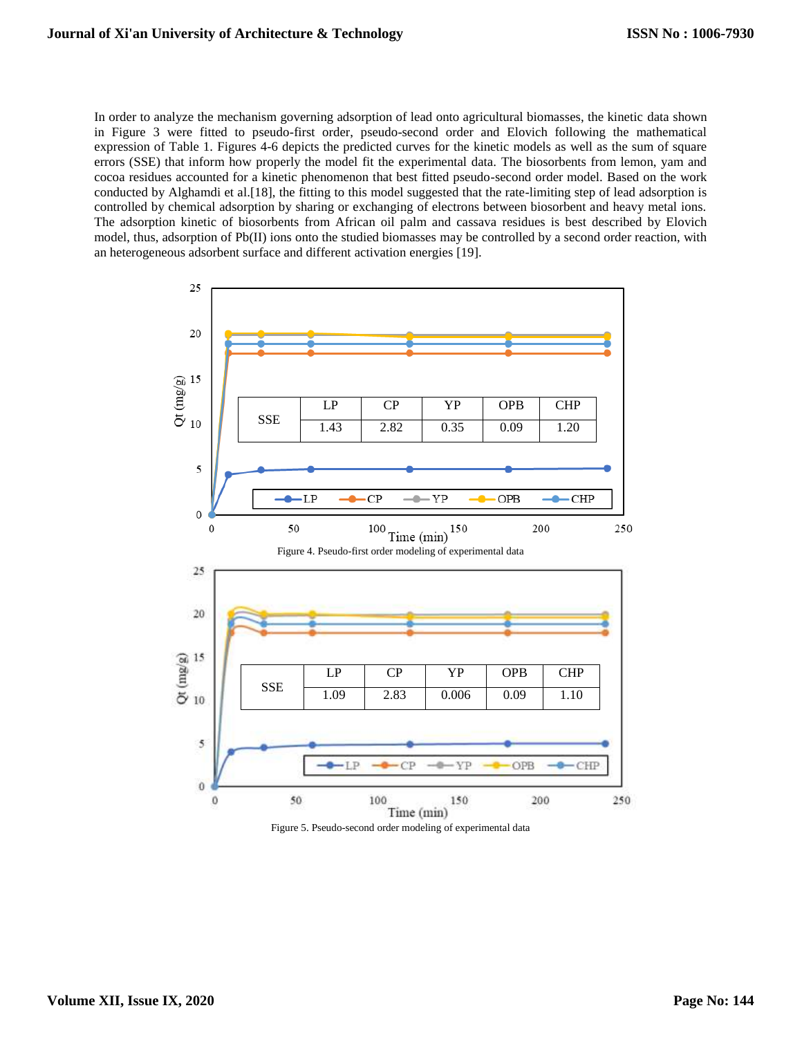In order to analyze the mechanism governing adsorption of lead onto agricultural biomasses, the kinetic data shown in Figure 3 were fitted to pseudo-first order, pseudo-second order and Elovich following the mathematical expression of Table 1. Figures 4-6 depicts the predicted curves for the kinetic models as well as the sum of square errors (SSE) that inform how properly the model fit the experimental data. The biosorbents from lemon, yam and cocoa residues accounted for a kinetic phenomenon that best fitted pseudo-second order model. Based on the work conducted by Alghamdi et al.[18], the fitting to this model suggested that the rate-limiting step of lead adsorption is controlled by chemical adsorption by sharing or exchanging of electrons between biosorbent and heavy metal ions. The adsorption kinetic of biosorbents from African oil palm and cassava residues is best described by Elovich model, thus, adsorption of Pb(II) ions onto the studied biomasses may be controlled by a second order reaction, with an heterogeneous adsorbent surface and different activation energies [19].

| SSE | LP | CP | YP | OPB | CHP |
|---|---|---|---|---|---|
| | 1.43 | 2.82 | 0.35 | 0.09 | 1.20 |

Figure 4. Pseudo-first order modeling of experimental data

| SSE | LP | CP | YP | OPB | CHP |
|---|---|---|---|---|---|
| | 1.09 | 2.83 | 0.006 | 0.09 | 1.10 |

Figure 5. Pseudo-second order modeling of experimental data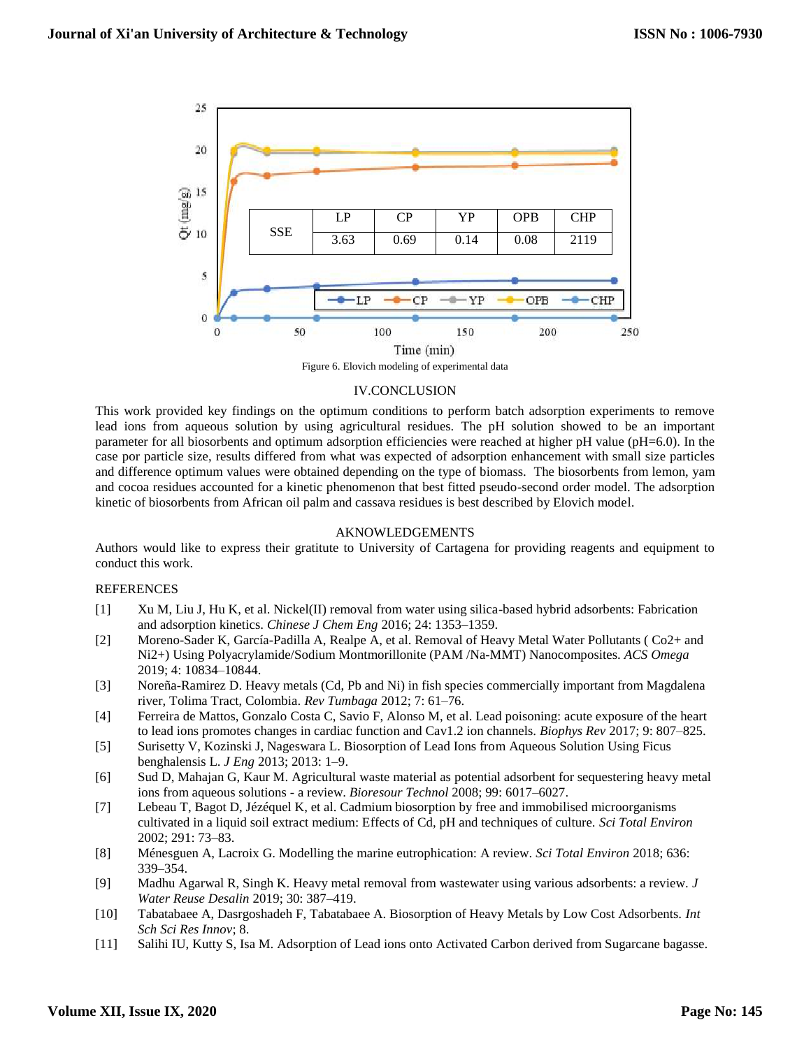| SSE | LP | CP | YP | OPB | CHP |
|---|---|---|---|---|---|
| | 3.63 | 0.69 | 0.14 | 0.08 | 2119 |

Figure 6. Elovich modeling of experimental data

## IV.CONCLUSION

This work provided key findings on the optimum conditions to perform batch adsorption experiments to remove lead ions from aqueous solution by using agricultural residues. The pH solution showed to be an important parameter for all biosorbents and optimum adsorption efficiencies were reached at higher pH value (pH=6.0). In the case por particle size, results differed from what was expected of adsorption enhancement with small size particles and difference optimum values were obtained depending on the type of biomass. The biosorbents from lemon, yam and cocoa residues accounted for a kinetic phenomenon that best fitted pseudo-second order model. The adsorption kinetic of biosorbents from African oil palm and cassava residues is best described by Elovich model.

## AKNOWLEDGEMENTS

Authors would like to express their gratitute to University of Cartagena for providing reagents and equipment to conduct this work.

## REFERENCES

[1] Xu M, Liu J, Hu K, et al. Nickel(II) removal from water using silica-based hybrid adsorbents: Fabrication and adsorption kinetics. *Chinese J Chem Eng* 2016; 24: 1353–1359.

[2] Moreno-Sader K, García-Padilla A, Realpe A, et al. Removal of Heavy Metal Water Pollutants ( Co2+ and Ni2+) Using Polyacrylamide/Sodium Montmorillonite (PAM /Na-MMT) Nanocomposites. *ACS Omega* 2019; 4: 10834–10844.

[3] Noreña-Ramirez D. Heavy metals (Cd, Pb and Ni) in fish species commercially important from Magdalena river, Tolima Tract, Colombia. *Rev Tumbaga* 2012; 7: 61–76.

[4] Ferreira de Mattos, Gonzalo Costa C, Savio F, Alonso M, et al. Lead poisoning: acute exposure of the heart to lead ions promotes changes in cardiac function and Cav1.2 ion channels. *Biophys Rev* 2017; 9: 807–825.

[5] Surisetty V, Kozinski J, Nageswara L. Biosorption of Lead Ions from Aqueous Solution Using Ficus benghalensis L. *J Eng* 2013; 2013: 1–9.

[6] Sud D, Mahajan G, Kaur M. Agricultural waste material as potential adsorbent for sequestering heavy metal ions from aqueous solutions - a review. *Bioresour Technol* 2008; 99: 6017–6027.

[7] Lebeau T, Bagot D, Jézéquel K, et al. Cadmium biosorption by free and immobilised microorganisms cultivated in a liquid soil extract medium: Effects of Cd, pH and techniques of culture. *Sci Total Environ* 2002; 291: 73–83.

[8] Ménesguen A, Lacroix G. Modelling the marine eutrophication: A review. *Sci Total Environ* 2018; 636: 339–354.

[9] Madhu Agarwal R, Singh K. Heavy metal removal from wastewater using various adsorbents: a review. *J Water Reuse Desalin* 2019; 30: 387–419.

[10] Tabatabaee A, Dasrgoshadeh F, Tabatabaee A. Biosorption of Heavy Metals by Low Cost Adsorbents. *Int Sch Sci Res Innov*; 8.

[11] Salihi IU, Kutty S, Isa M. Adsorption of Lead ions onto Activated Carbon derived from Sugarcane bagasse.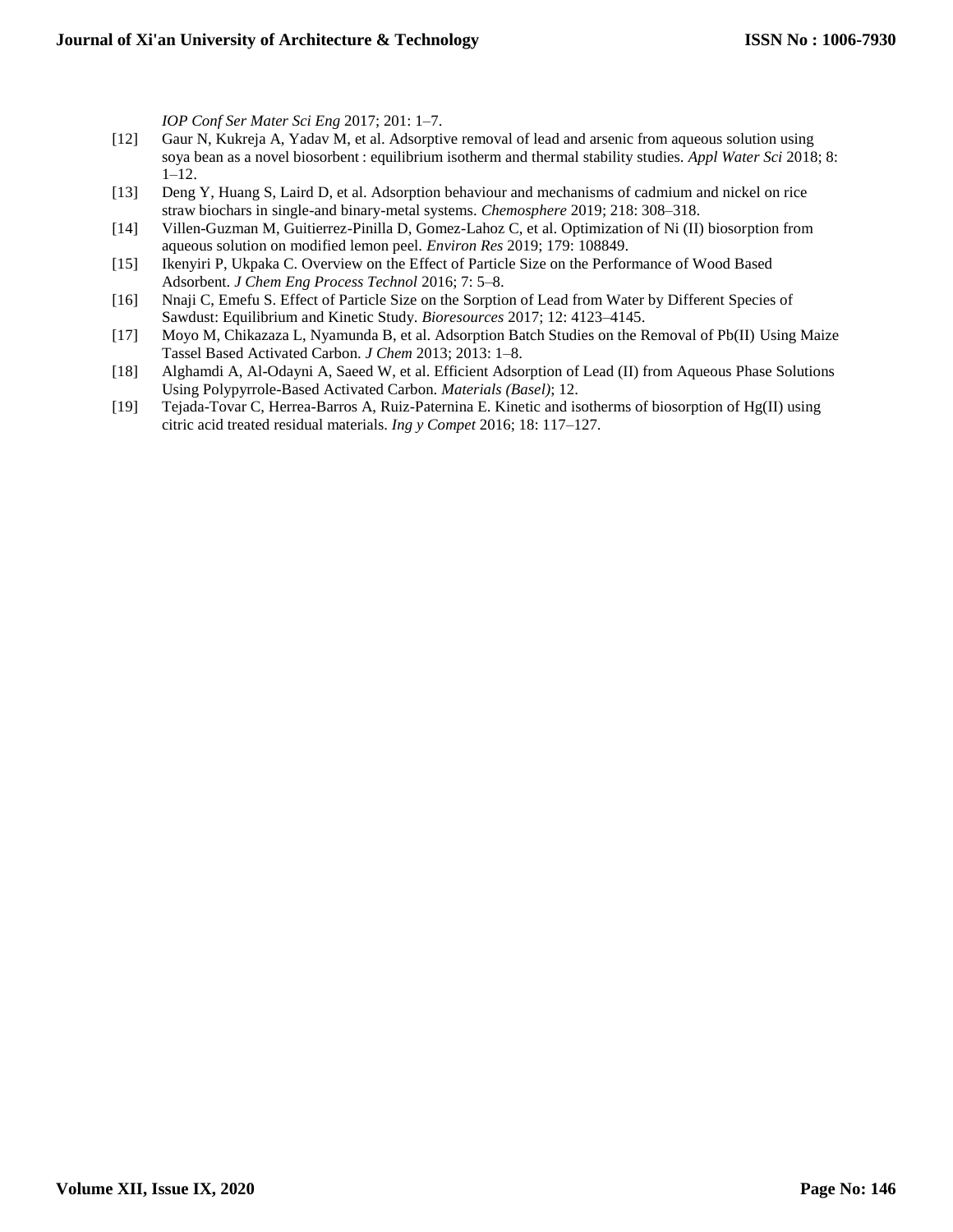*IOP Conf Ser Mater Sci Eng* 2017; 201: 1–7.

[12] Gaur N, Kukreja A, Yadav M, et al. Adsorptive removal of lead and arsenic from aqueous solution using soya bean as a novel biosorbent : equilibrium isotherm and thermal stability studies. *Appl Water Sci* 2018; 8: 1–12.

[13] Deng Y, Huang S, Laird D, et al. Adsorption behaviour and mechanisms of cadmium and nickel on rice straw biochars in single-and binary-metal systems. *Chemosphere* 2019; 218: 308–318.

[14] Villen-Guzman M, Guitierrez-Pinilla D, Gomez-Lahoz C, et al. Optimization of Ni (II) biosorption from aqueous solution on modified lemon peel. *Environ Res* 2019; 179: 108849.

[15] Ikenyiri P, Ukpaka C. Overview on the Effect of Particle Size on the Performance of Wood Based Adsorbent. *J Chem Eng Process Technol* 2016; 7: 5–8.

[16] Nnaji C, Emefu S. Effect of Particle Size on the Sorption of Lead from Water by Different Species of Sawdust: Equilibrium and Kinetic Study. *Bioresources* 2017; 12: 4123–4145.

[17] Moyo M, Chikazaza L, Nyamunda B, et al. Adsorption Batch Studies on the Removal of Pb(II) Using Maize Tassel Based Activated Carbon. *J Chem* 2013; 2013: 1–8.

[18] Alghamdi A, Al-Odayni A, Saeed W, et al. Efficient Adsorption of Lead (II) from Aqueous Phase Solutions Using Polypyrrole-Based Activated Carbon. *Materials (Basel)*; 12.

[19] Tejada-Tovar C, Herrea-Barros A, Ruiz-Paternina E. Kinetic and isotherms of biosorption of Hg(II) using citric acid treated residual materials. *Ing y Compet* 2016; 18: 117–127.